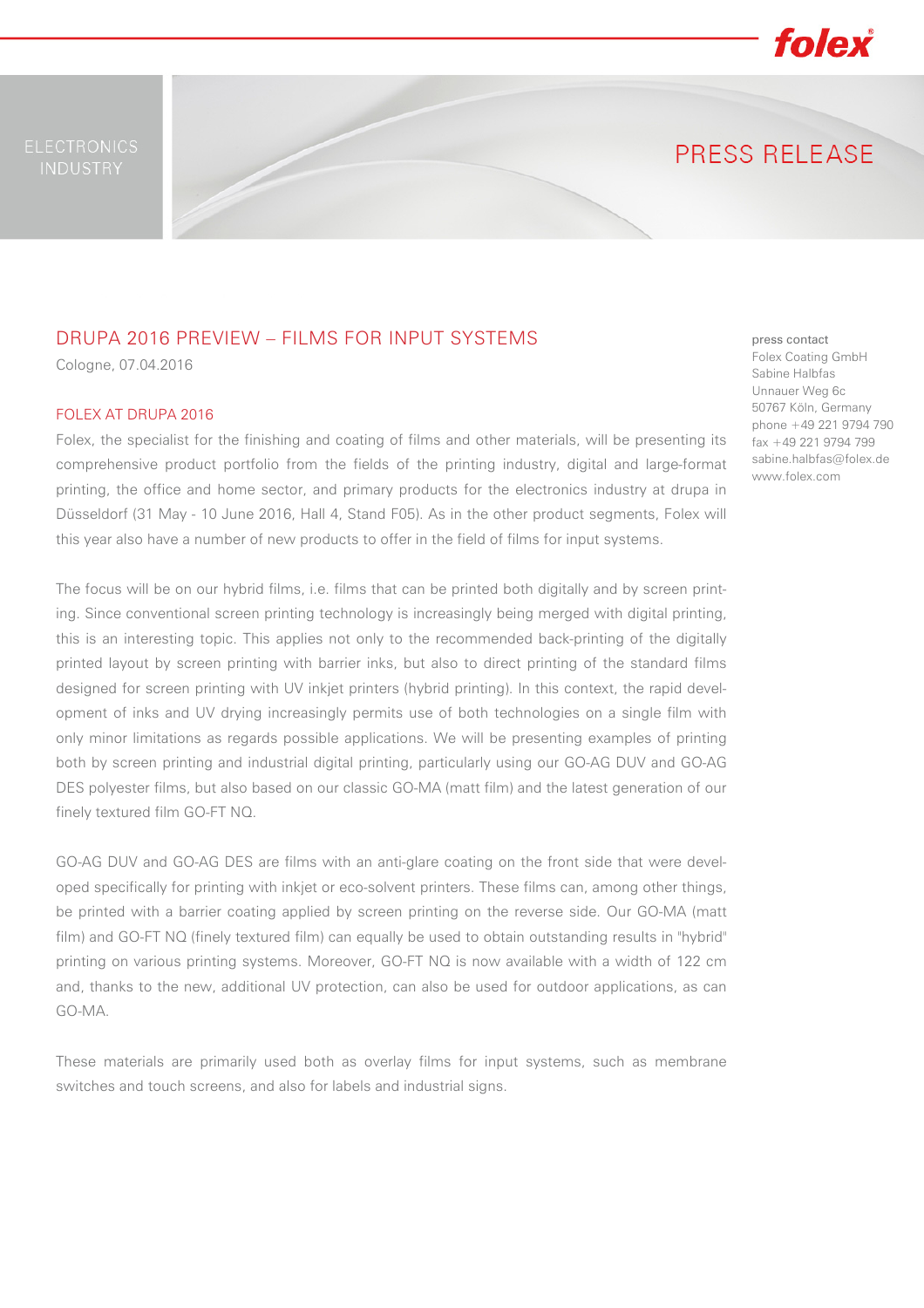ELECTRONICS INDUSTRY

# PRESS RELEASE

## DRUPA 2016 PREVIEW – FILMS FOR INPUT SYSTEMS

Cologne, 07.04.2016

press contact
Folex Coating GmbH
Sabine Halbfas
Unnauer Weg 6c
50767 Köln, Germany
phone +49 221 9794 790
fax +49 221 9794 799
sabine.halbfas@folex.de
www.folex.com

### FOLEX AT DRUPA 2016

Folex, the specialist for the finishing and coating of films and other materials, will be presenting its comprehensive product portfolio from the fields of the printing industry, digital and large-format printing, the office and home sector, and primary products for the electronics industry at drupa in Düsseldorf (31 May - 10 June 2016, Hall 4, Stand F05). As in the other product segments, Folex will this year also have a number of new products to offer in the field of films for input systems.

The focus will be on our hybrid films, i.e. films that can be printed both digitally and by screen printing. Since conventional screen printing technology is increasingly being merged with digital printing, this is an interesting topic. This applies not only to the recommended back-printing of the digitally printed layout by screen printing with barrier inks, but also to direct printing of the standard films designed for screen printing with UV inkjet printers (hybrid printing). In this context, the rapid development of inks and UV drying increasingly permits use of both technologies on a single film with only minor limitations as regards possible applications. We will be presenting examples of printing both by screen printing and industrial digital printing, particularly using our GO-AG DUV and GO-AG DES polyester films, but also based on our classic GO-MA (matt film) and the latest generation of our finely textured film GO-FT NQ.

GO-AG DUV and GO-AG DES are films with an anti-glare coating on the front side that were developed specifically for printing with inkjet or eco-solvent printers. These films can, among other things, be printed with a barrier coating applied by screen printing on the reverse side. Our GO-MA (matt film) and GO-FT NQ (finely textured film) can equally be used to obtain outstanding results in "hybrid" printing on various printing systems. Moreover, GO-FT NQ is now available with a width of 122 cm and, thanks to the new, additional UV protection, can also be used for outdoor applications, as can GO-MA.

These materials are primarily used both as overlay films for input systems, such as membrane switches and touch screens, and also for labels and industrial signs.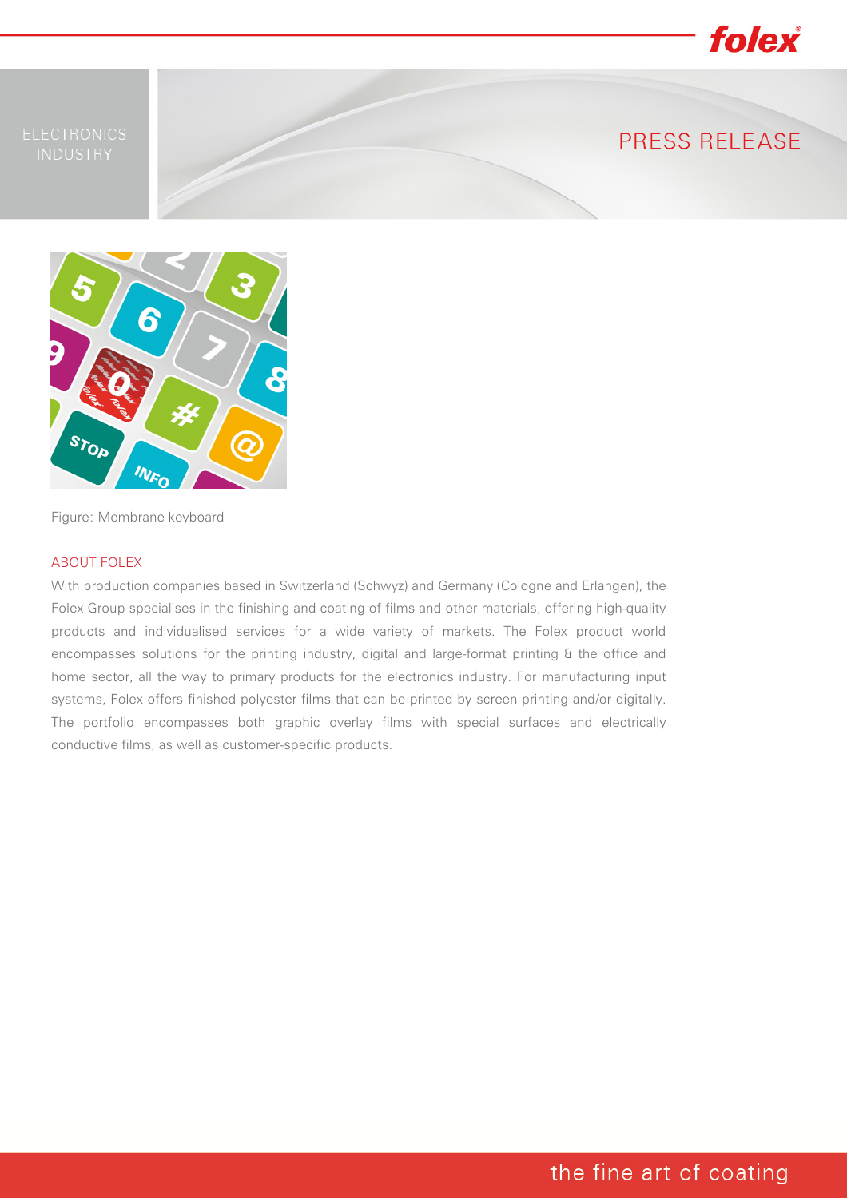Figure: Membrane keyboard

## ABOUT FOLEX

With production companies based in Switzerland (Schwyz) and Germany (Cologne and Erlangen), the Folex Group specialises in the finishing and coating of films and other materials, offering high-quality products and individualised services for a wide variety of markets. The Folex product world encompasses solutions for the printing industry, digital and large-format printing & the office and home sector, all the way to primary products for the electronics industry. For manufacturing input systems, Folex offers finished polyester films that can be printed by screen printing and/or digitally. The portfolio encompasses both graphic overlay films with special surfaces and electrically conductive films, as well as customer-specific products.